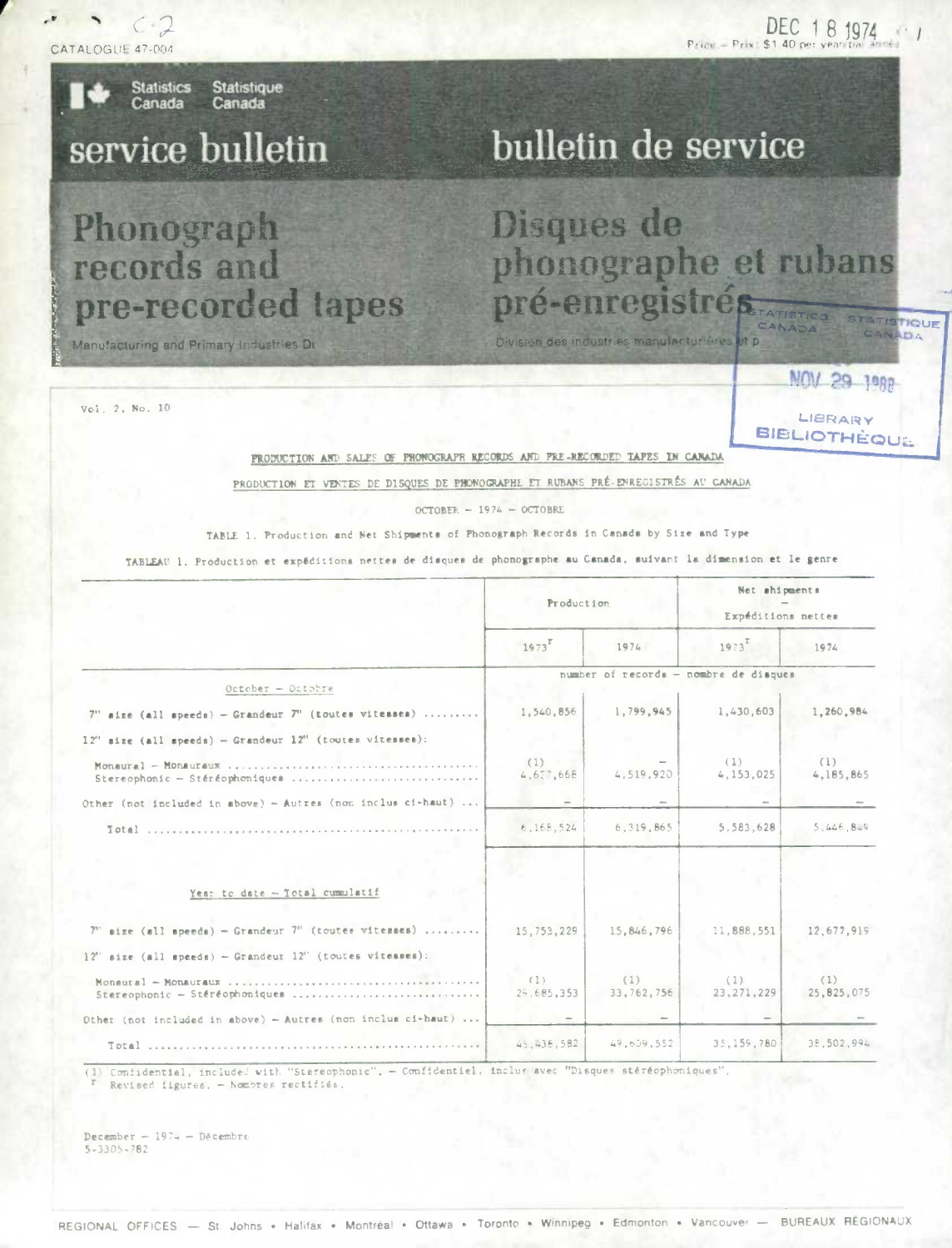CATALOGUE 47-004

DEC 18 1974

Price – Prix: $1.40 per year/par année

Statistics Canada / Statistique Canada

# service bulletin / bulletin de service

# Phonograph records and pre-recorded tapes

# Disques de phonographe et rubans pré-enregistrés

Manufacturing and Primary Industries Di

Division des industries manufacturières et p

STATISTICS CANADA STATISTIQUE CANADA

NOV 29 1988

LIBRARY BIBLIOTHÈQUE

Vol. 2, No. 10

PRODUCTION AND SALES OF PHONOGRAPH RECORDS AND PRE-RECORDED TAPES IN CANADA

PRODUCTION ET VENTES DE DISQUES DE PHONOGRAPHE ET RUBANS PRÉ-ENREGISTRÉS AU CANADA

OCTOBER – 1974 – OCTOBRE

TABLE 1. Production and Net Shipments of Phonograph Records in Canada by Size and Type

TABLEAU 1. Production et expéditions nettes de disques de phonographe au Canada, suivant la dimension et le genre

| | Production | | Net shipments – Expéditions nettes | |
|---|---|---|---|---|
| | 1973[r] | 1974 | 1973[r] | 1974 |
| | number of records – nombre de disques | | | |
| October – Octobre | | | | |
| 7" size (all speeds) – Grandeur 7" (toutes vitesses) ......... | 1,540,856 | 1,799,945 | 1,430,603 | 1,260,984 |
| 12" size (all speeds) – Grandeur 12" (toutes vitesses): | | | | |
| Monaural – Monauraux ......... | (1) | – | (1) | (1) |
| Stereophonic – Stéréophoniques ......... | 4,627,668 | 4,519,920 | 4,153,025 | 4,185,865 |
| Other (not included in above) – Autres (non inclus ci-haut) ... | – | – | – | – |
| Total ......... | 6,168,524 | 6,319,865 | 5,583,628 | 5,446,849 |
| Year to date – Total cumulatif | | | | |
| 7" size (all speeds) – Grandeur 7" (toutes vitesses) ......... | 15,753,229 | 15,846,796 | 11,888,551 | 12,677,919 |
| 12" size (all speeds) – Grandeur 12" (toutes vitesses): | | | | |
| Monaural – Monauraux ......... | (1) | (1) | (1) | (1) |
| Stereophonic – Stéréophoniques ......... | 29,685,353 | 33,762,756 | 23,271,229 | 25,825,075 |
| Other (not included in above) – Autres (non inclus ci-haut) ... | – | – | – | – |
| Total ......... | 45,438,582 | 49,609,552 | 35,159,780 | 38,502,994 |

(1) Confidential, included with "Stereophonic". – Confidentiel, inclus avec "Disques stéréophoniques".
r Revised figures. – Nombres rectifiés.

December – 1974 – Décembre
5-3305-782

REGIONAL OFFICES — St. Johns • Halifax • Montréal • Ottawa • Toronto • Winnipeg • Edmonton • Vancouver — BUREAUX RÉGIONAUX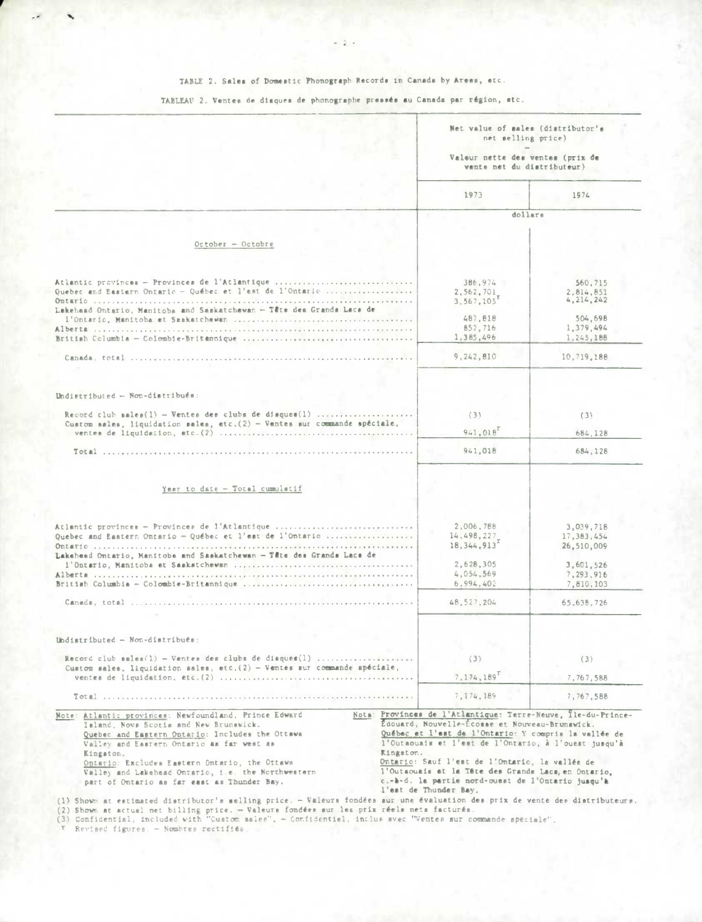TABLE 2. Sales of Domestic Phonograph Records in Canada by Areas, etc.

TABLEAU 2. Ventes de disques de phonographe pressés au Canada par région, etc.

| | Net value of sales (distributor's net selling price) — Valeur nette des ventes (prix de vente net du distributeur) | |
|---|---|---|
| | 1973 | 1974 |
| | dollars | |
| **October – Octobre** | | |
| Atlantic provinces – Provinces de l'Atlantique | 386,974 | 560,715 |
| Quebec and Eastern Ontario – Québec et l'est de l'Ontario | 2,562,701 | 2,814,851 |
| Ontario | 3,567,105[r] | 4,214,242 |
| Lakehead Ontario, Manitoba and Saskatchewan – Tête des Grands Lacs de l'Ontario, Manitoba et Saskatchewan | 487,818 | 504,698 |
| Alberta | 852,716 | 1,379,494 |
| British Columbia – Colombie-Britannique | 1,385,496 | 1,245,188 |
| Canada, total | 9,242,810 | 10,719,188 |
| **Undistributed – Non-distribués:** | | |
| Record club sales(1) – Ventes des clubs de disques(1) | (3) | (3) |
| Custom sales, liquidation sales, etc.(2) – Ventes sur commande spéciale, ventes de liquidation, etc.(2) | 941,018[r] | 684,128 |
| Total | 941,018 | 684,128 |
| **Year to date – Total cumulatif** | | |
| Atlantic provinces – Provinces de l'Atlantique | 2,006,788 | 3,039,718 |
| Quebec and Eastern Ontario – Québec et l'est de l'Ontario | 14,498,227 | 17,383,454 |
| Ontario | 18,344,913[r] | 26,510,009 |
| Lakehead Ontario, Manitoba and Saskatchewan – Tête des Grands Lacs de l'Ontario, Manitoba et Saskatchewan | 2,628,305 | 3,601,526 |
| Alberta | 4,054,569 | 7,293,916 |
| British Columbia – Colombie-Britannique | 6,994,402 | 7,810,103 |
| Canada, total | 48,527,204 | 65,638,726 |
| **Undistributed – Non-distribués:** | | |
| Record club sales(1) – Ventes des clubs de disques(1) | (3) | (3) |
| Custom sales, liquidation sales, etc.(2) – Ventes sur commande spéciale, ventes de liquidation, etc.(2) | 7,174,189[r] | 7,767,588 |
| Total | 7,174,189 | 7,767,588 |

Note: Atlantic provinces: Newfoundland, Prince Edward Island, Nova Scotia and New Brunswick.
Quebec and Eastern Ontario: Includes the Ottawa Valley and Eastern Ontario as far west as Kingston.
Ontario: Excludes Eastern Ontario, the Ottawa Valley and Lakehead Ontario, i.e. the Northwestern part of Ontario as far east as Thunder Bay.

Nota: Provinces de l'Atlantique: Terre-Neuve, Île-du-Prince-Édouard, Nouvelle-Écosse et Nouveau-Brunswick.
Québec et l'est de l'Ontario: Y compris la vallée de l'Outaouais et l'est de l'Ontario, à l'ouest jusqu'à Kingston.
Ontario: Sauf l'est de l'Ontario, la vallée de l'Outaouais et la Tête des Grands Lacs, en Ontario, c.-à-d. la partie nord-ouest de l'Ontario jusqu'à l'est de Thunder Bay.

(1) Shown at estimated distributor's selling price. – Valeurs fondées sur une évaluation des prix de vente des distributeurs.
(2) Shown at actual net billing price. – Valeurs fondées sur les prix réels nets facturés.
(3) Confidential, included with "Custom sales". – Confidentiel, inclus avec "Ventes sur commande spéciale".
r Revised figures. – Nombres rectifiés.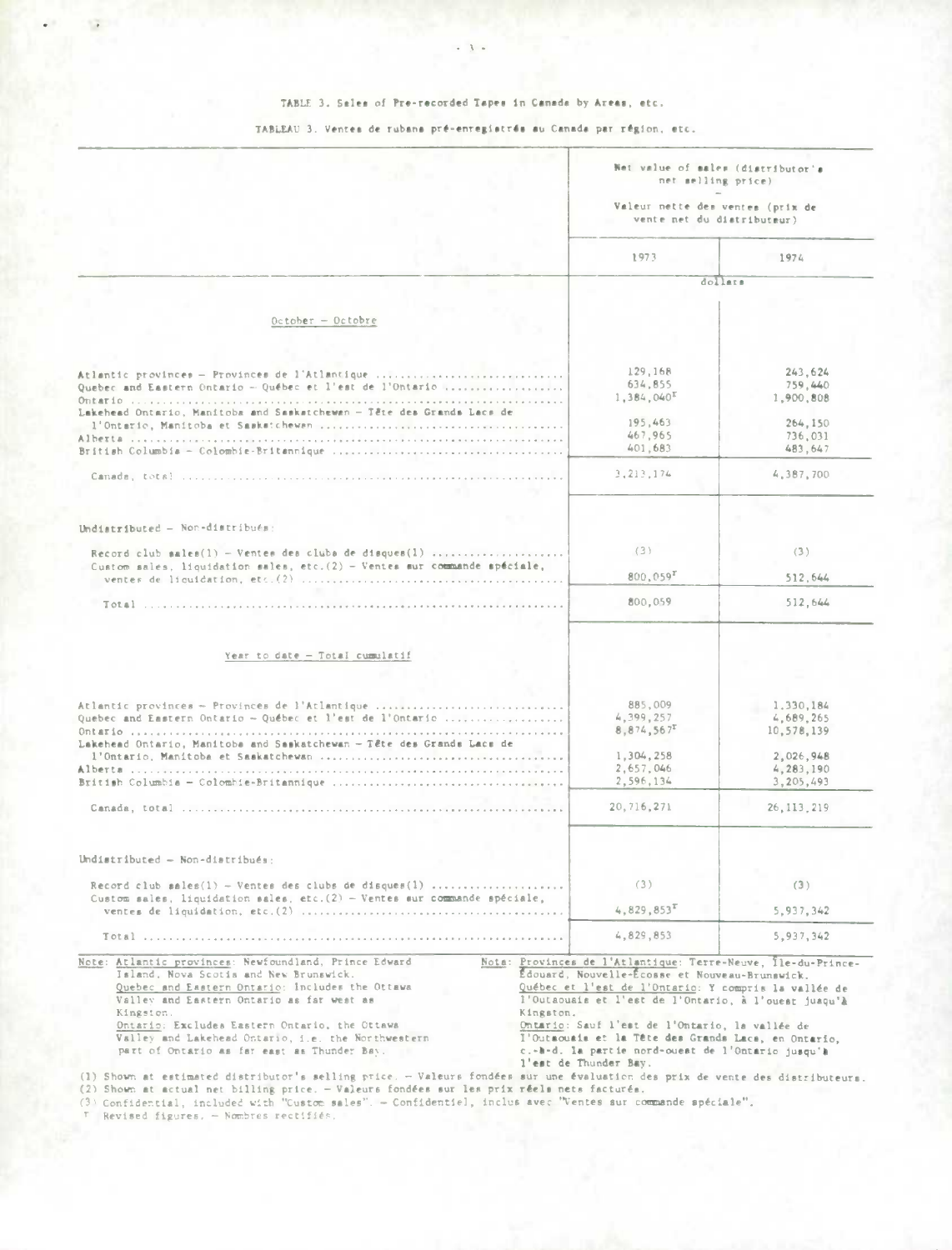TABLE 3. Sales of Pre-recorded Tapes in Canada by Areas, etc.

TABLEAU 3. Ventes de rubans pré-enregistrés au Canada par région, etc.

| | Net value of sales (distributor's net selling price) – Valeur nette des ventes (prix de vente net du distributeur) | |
|---|---|---|
| | 1973 | 1974 |
| | dollars | |
| **October – Octobre** | | |
| Atlantic provinces – Provinces de l'Atlantique | 129,168 | 243,624 |
| Quebec and Eastern Ontario – Québec et l'est de l'Ontario | 634,855 | 759,440 |
| Ontario | 1,384,040[r] | 1,900,808 |
| Lakehead Ontario, Manitoba and Saskatchewan – Tête des Grands Lacs de l'Ontario, Manitoba et Saskatchewan | 195,463 | 264,150 |
| Alberta | 467,965 | 736,031 |
| British Columbia – Colombie-Britannique | 401,683 | 483,647 |
| Canada, total | 3,213,174 | 4,387,700 |
| Undistributed – Non-distribués: | | |
| Record club sales(1) – Ventes des clubs de disques(1) | (3) | (3) |
| Custom sales, liquidation sales, etc.(2) – Ventes sur commande spéciale, ventes de liquidation, etc.(2) | 800,059[r] | 512,644 |
| Total | 800,059 | 512,644 |
| **Year to date – Total cumulatif** | | |
| Atlantic provinces – Provinces de l'Atlantique | 885,009 | 1,330,184 |
| Quebec and Eastern Ontario – Québec et l'est de l'Ontario | 4,399,257 | 4,689,265 |
| Ontario | 8,874,567[r] | 10,578,139 |
| Lakehead Ontario, Manitoba and Saskatchewan – Tête des Grands Lacs de l'Ontario, Manitoba et Saskatchewan | 1,304,258 | 2,026,948 |
| Alberta | 2,657,046 | 4,283,190 |
| British Columbia – Colombie-Britannique | 2,596,134 | 3,205,493 |
| Canada, total | 20,716,271 | 26,113,219 |
| Undistributed – Non-distribués: | | |
| Record club sales(1) – Ventes des clubs de disques(1) | (3) | (3) |
| Custom sales, liquidation sales, etc.(2) – Ventes sur commande spéciale, ventes de liquidation, etc.(2) | 4,829,853[r] | 5,937,342 |
| Total | 4,829,853 | 5,937,342 |

Note: Atlantic provinces: Newfoundland, Prince Edward Island, Nova Scotia and New Brunswick.
Quebec and Eastern Ontario: Includes the Ottawa Valley and Eastern Ontario as far west as Kingston.
Ontario: Excludes Eastern Ontario, the Ottawa Valley and Lakehead Ontario, i.e. the Northwestern part of Ontario as far east as Thunder Bay.

Nota: Provinces de l'Atlantique: Terre-Neuve, Île-du-Prince-Édouard, Nouvelle-Écosse et Nouveau-Brunswick.
Québec et l'est de l'Ontario: Y compris la vallée de l'Outaouais et l'est de l'Ontario, à l'ouest jusqu'à Kingston.
Ontario: Sauf l'est de l'Ontario, la vallée de l'Outaouais et la Tête des Grands Lacs, en Ontario, c.-à-d. la partie nord-ouest de l'Ontario jusqu'à l'est de Thunder Bay.

(1) Shown at estimated distributor's selling price. – Valeurs fondées sur une évaluation des prix de vente des distributeurs.
(2) Shown at actual net billing price. – Valeurs fondées sur les prix réels nets facturés.
(3) Confidential, included with "Custom sales". – Confidentiel, inclus avec "Ventes sur commande spéciale".
r Revised figures. – Nombres rectifiés.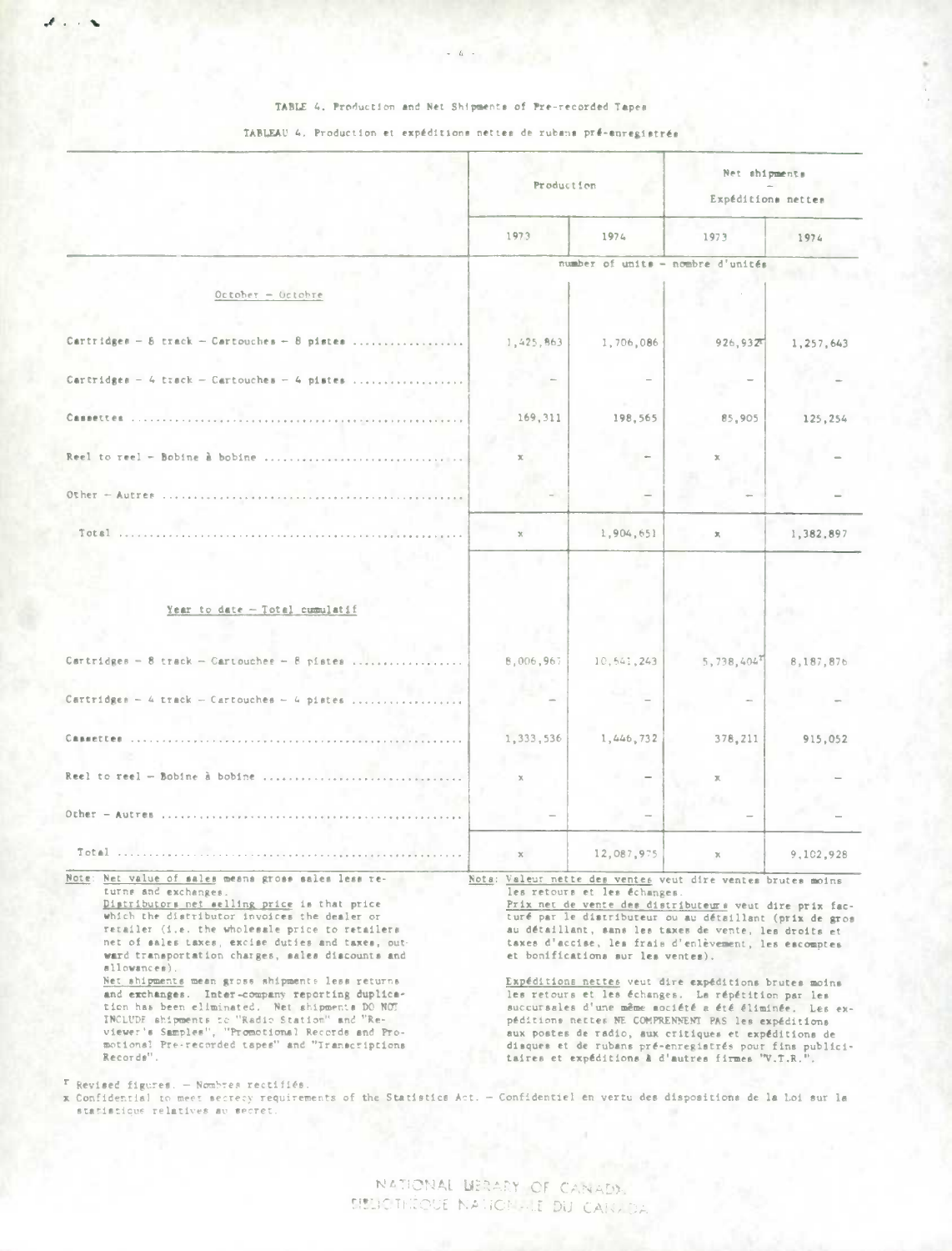TABLE 4. Production and Net Shipments of Pre-recorded Tapes

TABLEAU 4. Production et expéditions nettes de rubans pré-enregistrés

| | Production | | Net shipments – Expéditions nettes | |
|---|---|---|---|---|
| | 1973 | 1974 | 1973 | 1974 |
| | number of units – nombre d'unités | | | |
| **October – Octobre** | | | | |
| Cartridges – 8 track – Cartouches – 8 pistes | 1,425,863 | 1,706,086 | 926,932[r] | 1,257,643 |
| Cartridges – 4 track – Cartouches – 4 pistes | – | – | – | – |
| Cassettes | 169,311 | 198,565 | 85,905 | 125,254 |
| Reel to reel – Bobine à bobine | x | – | x | – |
| Other – Autres | – | – | – | – |
| Total | x | 1,904,651 | x | 1,382,897 |
| **Year to date – Total cumulatif** | | | | |
| Cartridges – 8 track – Cartouches – 8 pistes | 8,006,967 | 10,541,243 | 5,738,404[r] | 8,187,876 |
| Cartridges – 4 track – Cartouches – 4 pistes | – | – | – | – |
| Cassettes | 1,333,536 | 1,446,732 | 378,211 | 915,052 |
| Reel to reel – Bobine à bobine | x | – | x | – |
| Other – Autres | – | – | – | – |
| Total | x | 12,087,975 | x | 9,102,928 |

Note: Net value of sales means gross sales less returns and exchanges.

Distributors net selling price is that price which the distributor invoices the dealer or retailer (i.e. the wholesale price to retailers net of sales taxes, excise duties and taxes, outward transportation charges, sales discounts and allowances).

Net shipments mean gross shipments less returns and exchanges. Inter-company reporting duplication has been eliminated. Net shipments DO NOT INCLUDE shipments to "Radio Station" and "Reviewer's Samples", "Promotional Records and Promotional Pre-recorded tapes" and "Transcriptions Records".

Nota: Valeur nette des ventes veut dire ventes brutes moins les retours et les échanges.

Prix net de vente des distributeurs veut dire prix facturé par le distributeur ou au détaillant (prix de gros au détaillant, sans les taxes de vente, les droits et taxes d'accise, les frais d'enlèvement, les escomptes et bonifications sur les ventes).

Expéditions nettes veut dire expéditions brutes moins les retours et les échanges. La répétition par les succursales d'une même société a été éliminée. Les expéditions nettes NE COMPRENNENT PAS les expéditions aux postes de radio, aux critiques et expéditions de disques et de rubans pré-enregistrés pour fins publicitaires et expéditions à d'autres firmes "V.T.R.".

[r] Revised figures. – Nombres rectifiés.

x Confidential to meet secrecy requirements of the Statistics Act. – Confidentiel en vertu des dispositions de la Loi sur la statistique relatives au secret.

NATIONAL LIBRARY OF CANADA
BIBLIOTHÈQUE NATIONALE DU CANADA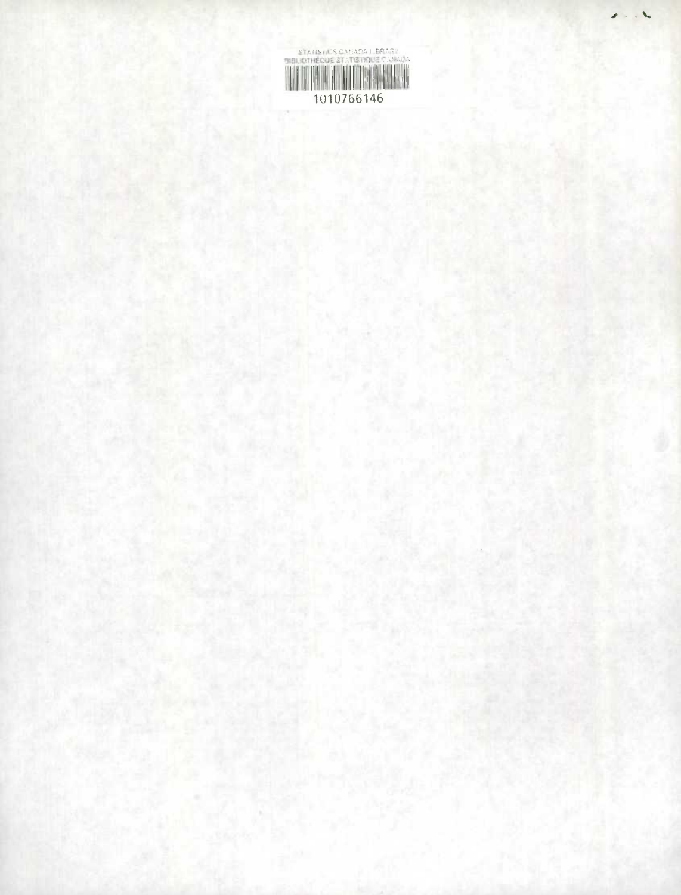STATISTICS CANADA LIBRARY
BIBLIOTHEQUE STATISTIQUE CANADA

1010766146